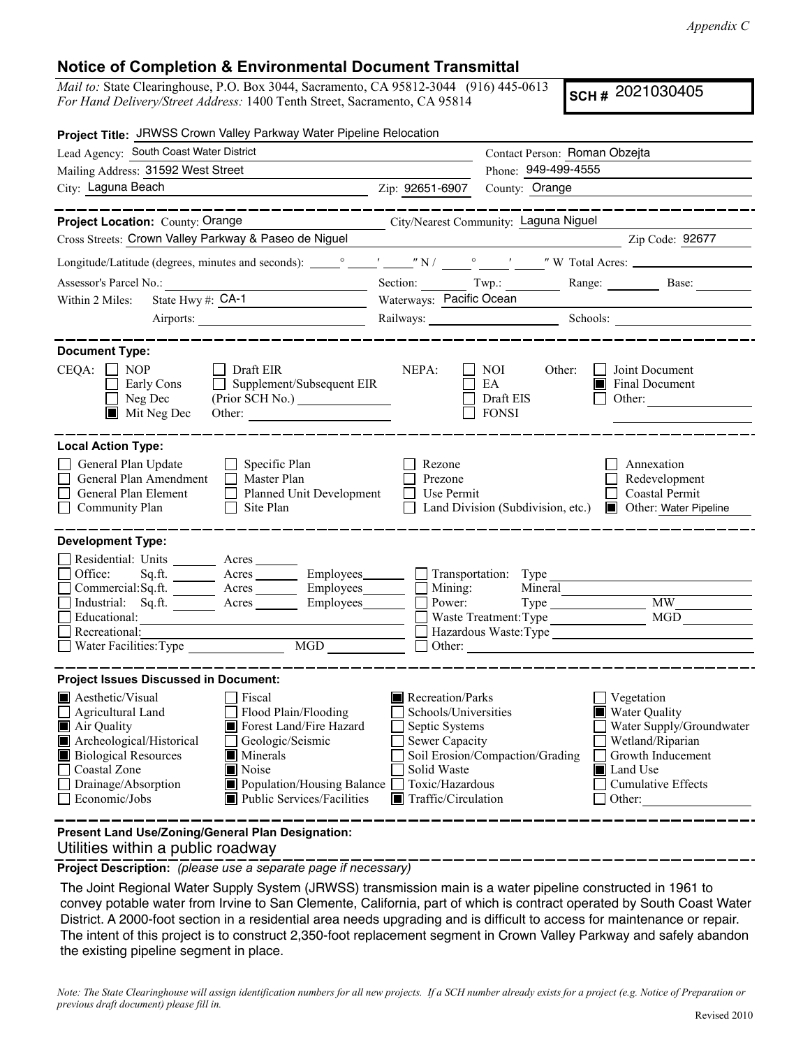*Appendix C*

## Notice of Completion & Environmental Document Transmittal

*Mail to:* State Clearinghouse, P.O. Box 3044, Sacramento, CA 95812-3044 (916) 445-0613
*For Hand Delivery/Street Address:* 1400 Tenth Street, Sacramento, CA 95814

**SCH #** 2021030405

**Project Title:** JRWSS Crown Valley Parkway Water Pipeline Relocation

Lead Agency: South Coast Water District
Contact Person: Roman Obzejta
Mailing Address: 31592 West Street
Phone: 949-499-4555
City: Laguna Beach
Zip: 92651-6907
County: Orange

---

**Project Location:** County: Orange
City/Nearest Community: Laguna Niguel
Cross Streets: Crown Valley Parkway & Paseo de Niguel
Zip Code: 92677

Longitude/Latitude (degrees, minutes and seconds): ____° ____′ ____″ N / ____° ____′ ____″ W Total Acres: ____

Assessor's Parcel No.: ____ Section: ____ Twp.: ____ Range: ____ Base: ____

Within 2 Miles: State Hwy #: CA-1
Waterways: Pacific Ocean
Airports: ____ Railways: ____ Schools: ____

---

**Document Type:**

CEQA:
- ☐ NOP
- ☐ Early Cons
- ☐ Neg Dec
- ☒ Mit Neg Dec
- ☐ Draft EIR
- ☐ Supplement/Subsequent EIR (Prior SCH No.) ____
- Other: ____

NEPA:
- ☐ NOI
- ☐ EA
- ☐ Draft EIS
- ☐ FONSI

Other:
- ☐ Joint Document
- ☒ Final Document
- ☐ Other: ____

---

**Local Action Type:**

- ☐ General Plan Update
- ☐ General Plan Amendment
- ☐ General Plan Element
- ☐ Community Plan
- ☐ Specific Plan
- ☐ Master Plan
- ☐ Planned Unit Development
- ☐ Site Plan
- ☐ Rezone
- ☐ Prezone
- ☐ Use Permit
- ☐ Land Division (Subdivision, etc.)
- ☐ Annexation
- ☐ Redevelopment
- ☐ Coastal Permit
- ☒ Other: Water Pipeline

---

**Development Type:**

- ☐ Residential: Units ____ Acres ____
- ☐ Office: Sq.ft. ____ Acres ____ Employees ____
- ☐ Commercial: Sq.ft. ____ Acres ____ Employees ____
- ☐ Industrial: Sq.ft. ____ Acres ____ Employees ____
- ☐ Educational: ____
- ☐ Recreational: ____
- ☐ Water Facilities: Type ____ MGD ____
- ☐ Transportation: Type ____
- ☐ Mining: Mineral ____
- ☐ Power: Type ____ MW ____
- ☐ Waste Treatment: Type ____ MGD ____
- ☐ Hazardous Waste: Type ____
- ☐ Other: ____

---

**Project Issues Discussed in Document:**

- ☒ Aesthetic/Visual
- ☐ Agricultural Land
- ☒ Air Quality
- ☒ Archeological/Historical
- ☒ Biological Resources
- ☐ Coastal Zone
- ☐ Drainage/Absorption
- ☐ Economic/Jobs
- ☐ Fiscal
- ☐ Flood Plain/Flooding
- ☒ Forest Land/Fire Hazard
- ☐ Geologic/Seismic
- ☒ Minerals
- ☒ Noise
- ☒ Population/Housing Balance
- ☒ Public Services/Facilities
- ☒ Recreation/Parks
- ☐ Schools/Universities
- ☐ Septic Systems
- ☐ Sewer Capacity
- ☐ Soil Erosion/Compaction/Grading
- ☐ Solid Waste
- ☐ Toxic/Hazardous
- ☒ Traffic/Circulation
- ☐ Vegetation
- ☒ Water Quality
- ☐ Water Supply/Groundwater
- ☐ Wetland/Riparian
- ☐ Growth Inducement
- ☒ Land Use
- ☐ Cumulative Effects
- ☐ Other: ____

---

**Present Land Use/Zoning/General Plan Designation:**

Utilities within a public roadway

---

**Project Description:** *(please use a separate page if necessary)*

The Joint Regional Water Supply System (JRWSS) transmission main is a water pipeline constructed in 1961 to convey potable water from Irvine to San Clemente, California, part of which is contract operated by South Coast Water District. A 2000-foot section in a residential area needs upgrading and is difficult to access for maintenance or repair. The intent of this project is to construct 2,350-foot replacement segment in Crown Valley Parkway and safely abandon the existing pipeline segment in place.

*Note: The State Clearinghouse will assign identification numbers for all new projects. If a SCH number already exists for a project (e.g. Notice of Preparation or previous draft document) please fill in.*

Revised 2010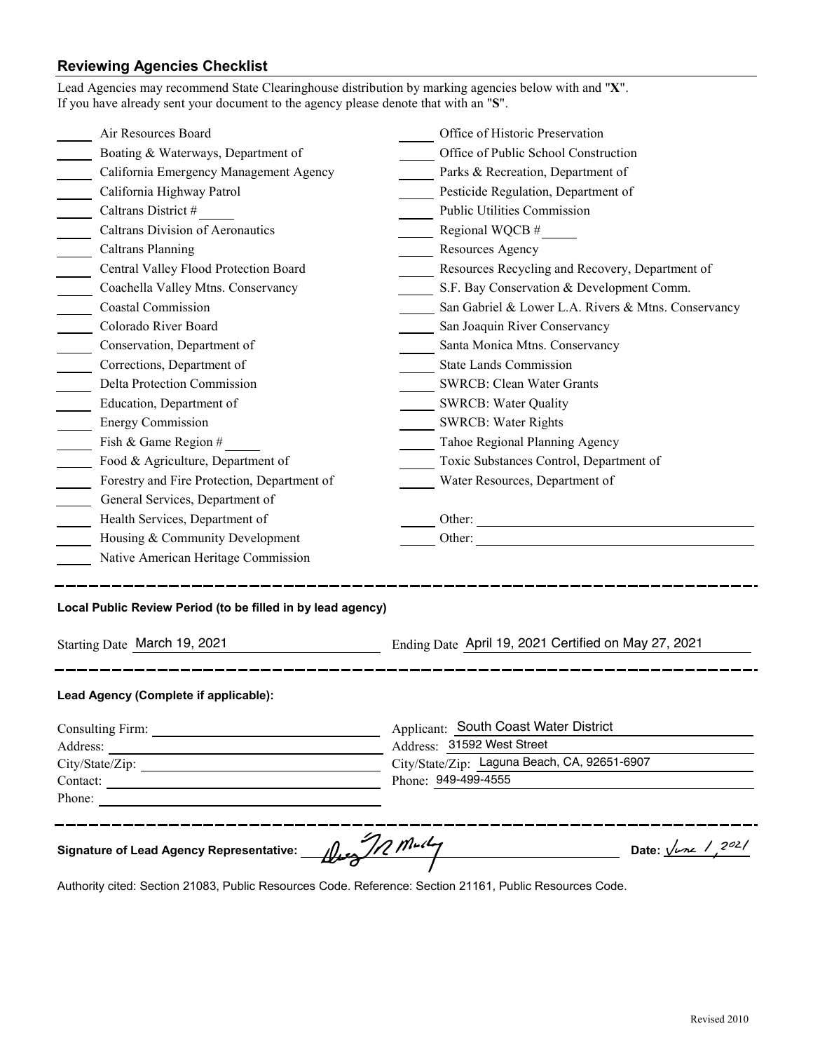## Reviewing Agencies Checklist

Lead Agencies may recommend State Clearinghouse distribution by marking agencies below with and "**X**".
If you have already sent your document to the agency please denote that with an "**S**".

\_\_\_\_\_ Air Resources Board
\_\_\_\_\_ Boating & Waterways, Department of
\_\_\_\_\_ California Emergency Management Agency
\_\_\_\_\_ California Highway Patrol
\_\_\_\_\_ Caltrans District # \_\_\_\_\_
\_\_\_\_\_ Caltrans Division of Aeronautics
\_\_\_\_\_ Caltrans Planning
\_\_\_\_\_ Central Valley Flood Protection Board
\_\_\_\_\_ Coachella Valley Mtns. Conservancy
\_\_\_\_\_ Coastal Commission
\_\_\_\_\_ Colorado River Board
\_\_\_\_\_ Conservation, Department of
\_\_\_\_\_ Corrections, Department of
\_\_\_\_\_ Delta Protection Commission
\_\_\_\_\_ Education, Department of
\_\_\_\_\_ Energy Commission
\_\_\_\_\_ Fish & Game Region # \_\_\_\_\_
\_\_\_\_\_ Food & Agriculture, Department of
\_\_\_\_\_ Forestry and Fire Protection, Department of
\_\_\_\_\_ General Services, Department of
\_\_\_\_\_ Health Services, Department of
\_\_\_\_\_ Housing & Community Development
\_\_\_\_\_ Native American Heritage Commission
\_\_\_\_\_ Office of Historic Preservation
\_\_\_\_\_ Office of Public School Construction
\_\_\_\_\_ Parks & Recreation, Department of
\_\_\_\_\_ Pesticide Regulation, Department of
\_\_\_\_\_ Public Utilities Commission
\_\_\_\_\_ Regional WQCB # \_\_\_\_\_
\_\_\_\_\_ Resources Agency
\_\_\_\_\_ Resources Recycling and Recovery, Department of
\_\_\_\_\_ S.F. Bay Conservation & Development Comm.
\_\_\_\_\_ San Gabriel & Lower L.A. Rivers & Mtns. Conservancy
\_\_\_\_\_ San Joaquin River Conservancy
\_\_\_\_\_ Santa Monica Mtns. Conservancy
\_\_\_\_\_ State Lands Commission
\_\_\_\_\_ SWRCB: Clean Water Grants
\_\_\_\_\_ SWRCB: Water Quality
\_\_\_\_\_ SWRCB: Water Rights
\_\_\_\_\_ Tahoe Regional Planning Agency
\_\_\_\_\_ Toxic Substances Control, Department of
\_\_\_\_\_ Water Resources, Department of

\_\_\_\_\_ Other: \_\_\_\_\_\_\_\_\_\_\_\_\_\_\_\_\_\_\_\_
\_\_\_\_\_ Other: \_\_\_\_\_\_\_\_\_\_\_\_\_\_\_\_\_\_\_\_

---

**Local Public Review Period (to be filled in by lead agency)**

Starting Date March 19, 2021

Ending Date April 19, 2021 Certified on May 27, 2021

---

**Lead Agency (Complete if applicable):**

Consulting Firm:
Address:
City/State/Zip:
Contact:
Phone:

Applicant: South Coast Water District
Address: 31592 West Street
City/State/Zip: Laguna Beach, CA, 92651-6907
Phone: 949-499-4555

---

**Signature of Lead Agency Representative:** *[signature]*

**Date:** June 1, 2021

Authority cited: Section 21083, Public Resources Code. Reference: Section 21161, Public Resources Code.

Revised 2010